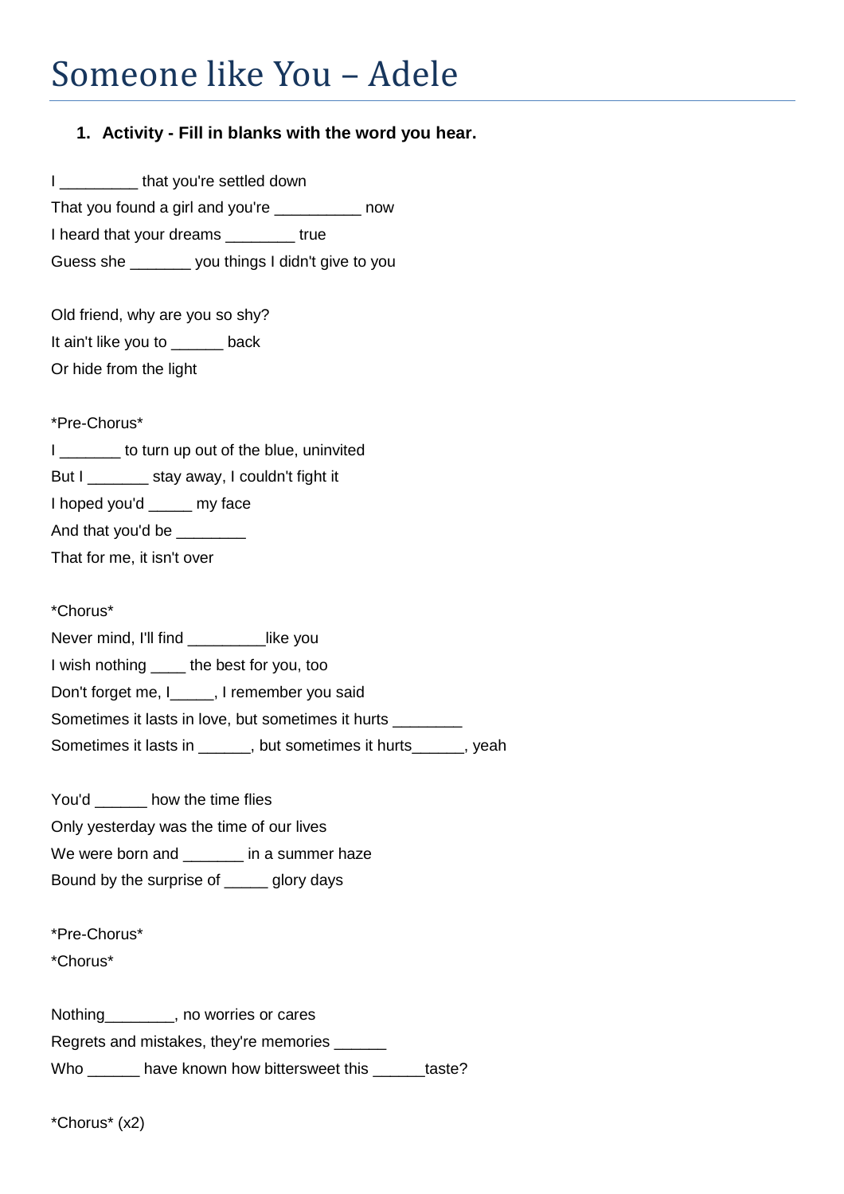# Someone like You – Adele

1. **Activity - Fill in blanks with the word you hear.**

I _________ that you're settled down
That you found a girl and you're __________ now
I heard that your dreams ________ true
Guess she _______ you things I didn't give to you

Old friend, why are you so shy?
It ain't like you to ______ back
Or hide from the light

*Pre-Chorus*
I _______ to turn up out of the blue, uninvited
But I _______ stay away, I couldn't fight it
I hoped you'd _____ my face
And that you'd be ________
That for me, it isn't over

*Chorus*
Never mind, I'll find _________like you
I wish nothing ____ the best for you, too
Don't forget me, I_____, I remember you said
Sometimes it lasts in love, but sometimes it hurts ________
Sometimes it lasts in ______, but sometimes it hurts______, yeah

You'd ______ how the time flies
Only yesterday was the time of our lives
We were born and _______ in a summer haze
Bound by the surprise of _____ glory days

*Pre-Chorus*
*Chorus*

Nothing________, no worries or cares
Regrets and mistakes, they're memories ______
Who ______ have known how bittersweet this ______taste?

*Chorus* (x2)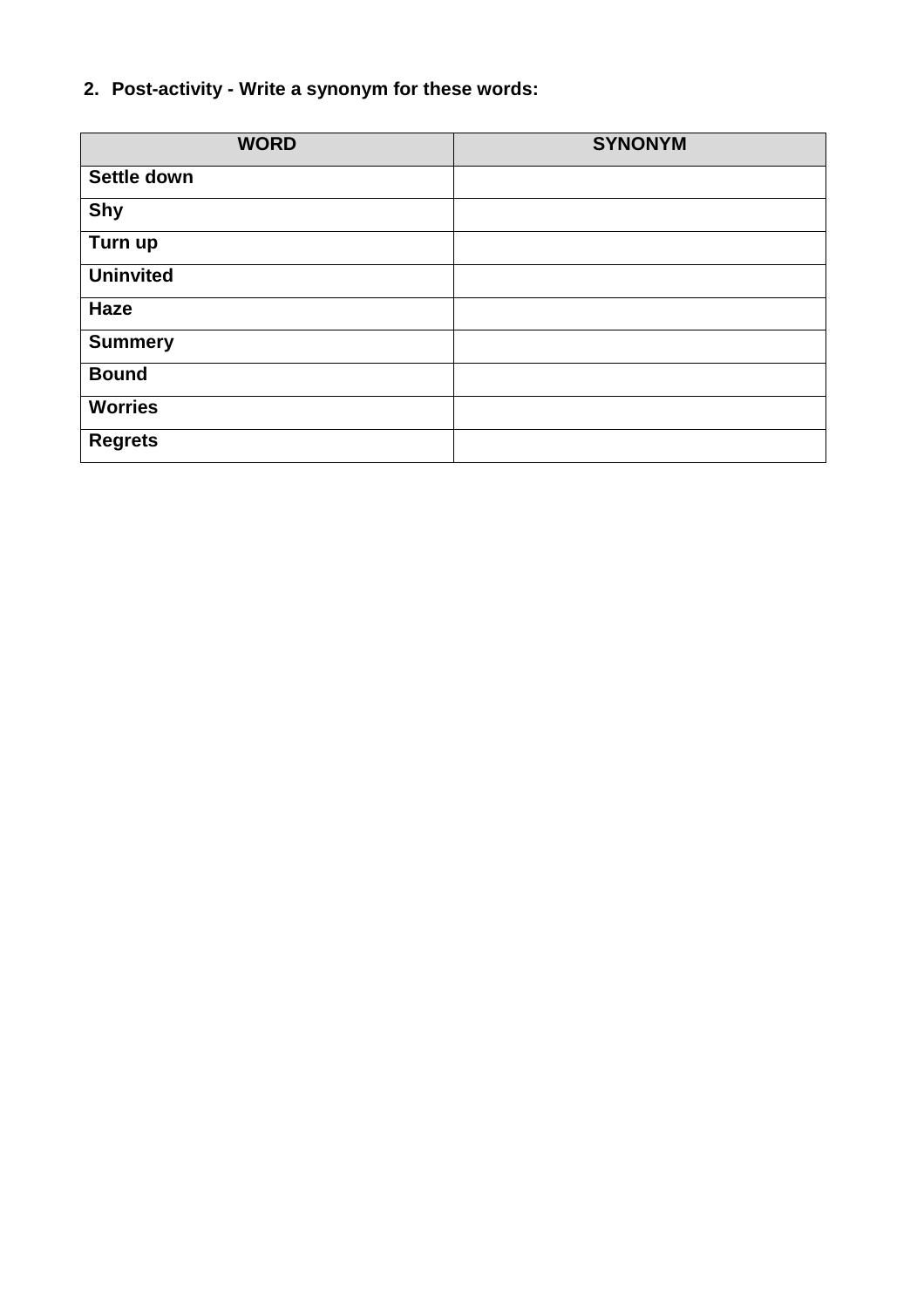2. **Post-activity - Write a synonym for these words:**

| WORD | SYNONYM |
|---|---|
| **Settle down** | |
| **Shy** | |
| **Turn up** | |
| **Uninvited** | |
| **Haze** | |
| **Summery** | |
| **Bound** | |
| **Worries** | |
| **Regrets** | |